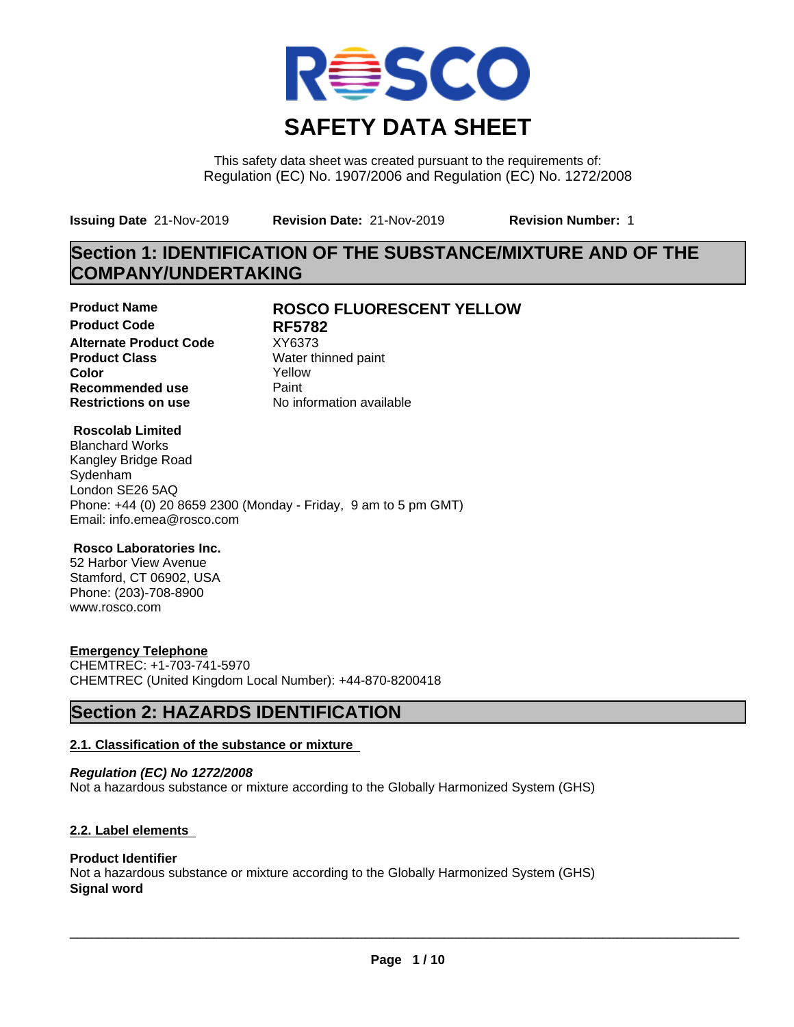# SAFETY DATA SHEET

This safety data sheet was created pursuant to the requirements of:
Regulation (EC) No. 1907/2006 and Regulation (EC) No. 1272/2008

**Issuing Date** 21-Nov-2019 **Revision Date:** 21-Nov-2019 **Revision Number:** 1

## Section 1: IDENTIFICATION OF THE SUBSTANCE/MIXTURE AND OF THE COMPANY/UNDERTAKING

| | |
|---|---|
| **Product Name** | **ROSCO FLUORESCENT YELLOW** |
| **Product Code** | **RF5782** |
| **Alternate Product Code** | XY6373 |
| **Product Class** | Water thinned paint |
| **Color** | Yellow |
| **Recommended use** | Paint |
| **Restrictions on use** | No information available |

**Roscolab Limited**
Blanchard Works
Kangley Bridge Road
Sydenham
London SE26 5AQ
Phone: +44 (0) 20 8659 2300 (Monday - Friday, 9 am to 5 pm GMT)
Email: info.emea@rosco.com

**Rosco Laboratories Inc.**
52 Harbor View Avenue
Stamford, CT 06902, USA
Phone: (203)-708-8900
www.rosco.com

**Emergency Telephone**
CHEMTREC: +1-703-741-5970
CHEMTREC (United Kingdom Local Number): +44-870-8200418

## Section 2: HAZARDS IDENTIFICATION

### 2.1. Classification of the substance or mixture

***Regulation (EC) No 1272/2008***
Not a hazardous substance or mixture according to the Globally Harmonized System (GHS)

### 2.2. Label elements

**Product Identifier**
Not a hazardous substance or mixture according to the Globally Harmonized System (GHS)
**Signal word**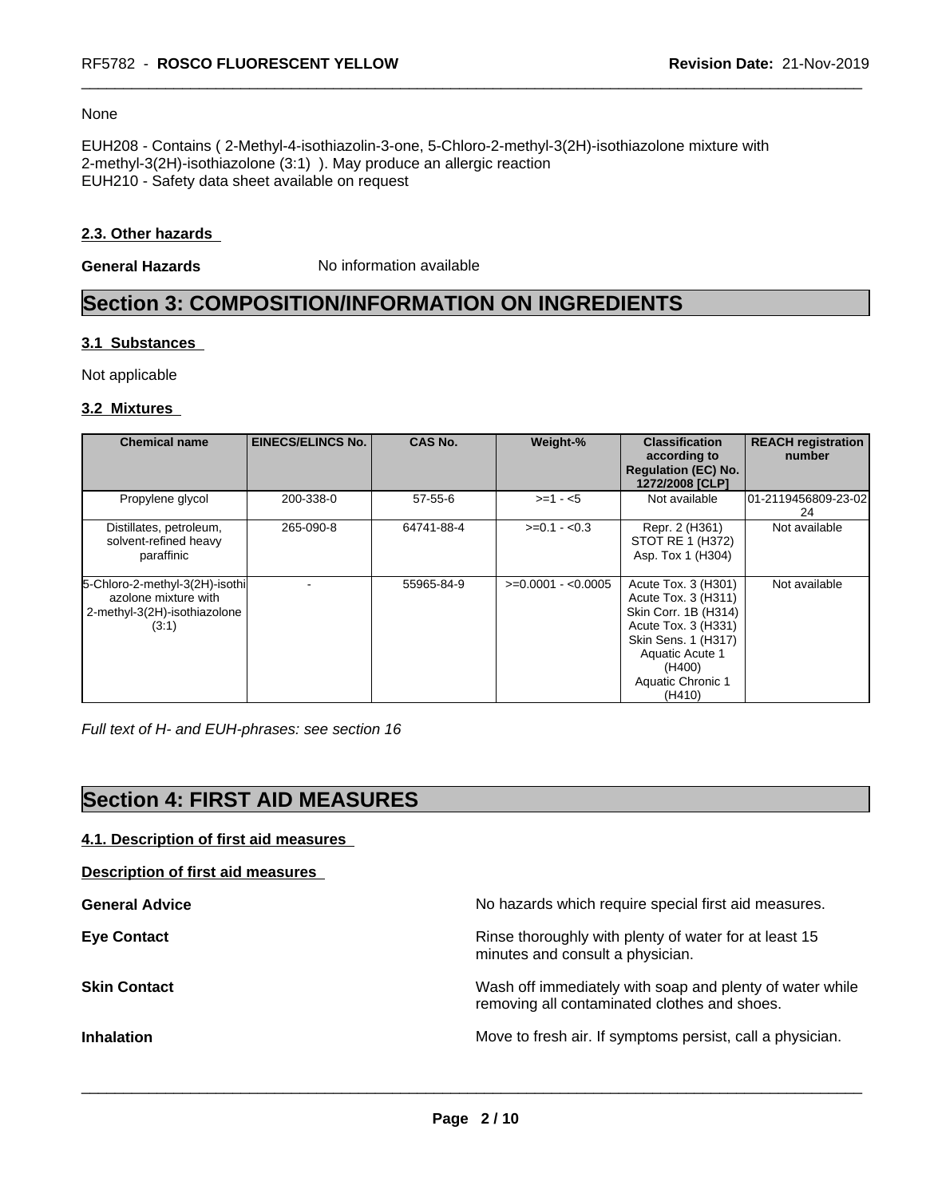None

EUH208 - Contains ( 2-Methyl-4-isothiazolin-3-one, 5-Chloro-2-methyl-3(2H)-isothiazolone mixture with 2-methyl-3(2H)-isothiazolone (3:1) ). May produce an allergic reaction
EUH210 - Safety data sheet available on request

### 2.3. Other hazards

**General Hazards** No information available

## Section 3: COMPOSITION/INFORMATION ON INGREDIENTS

### 3.1 Substances

Not applicable

### 3.2 Mixtures

| Chemical name | EINECS/ELINCS No. | CAS No. | Weight-% | Classification according to Regulation (EC) No. 1272/2008 [CLP] | REACH registration number |
|---|---|---|---|---|---|
| Propylene glycol | 200-338-0 | 57-55-6 | >=1 - <5 | Not available | 01-2119456809-23-0224 |
| Distillates, petroleum, solvent-refined heavy paraffinic | 265-090-8 | 64741-88-4 | >=0.1 - <0.3 | Repr. 2 (H361)<br>STOT RE 1 (H372)<br>Asp. Tox 1 (H304) | Not available |
| 5-Chloro-2-methyl-3(2H)-isothiazolone mixture with 2-methyl-3(2H)-isothiazolone (3:1) | - | 55965-84-9 | >=0.0001 - <0.0005 | Acute Tox. 3 (H301)<br>Acute Tox. 3 (H311)<br>Skin Corr. 1B (H314)<br>Acute Tox. 3 (H331)<br>Skin Sens. 1 (H317)<br>Aquatic Acute 1 (H400)<br>Aquatic Chronic 1 (H410) | Not available |

*Full text of H- and EUH-phrases: see section 16*

## Section 4: FIRST AID MEASURES

### 4.1. Description of first aid measures

**Description of first aid measures**

**General Advice** No hazards which require special first aid measures.

**Eye Contact** Rinse thoroughly with plenty of water for at least 15 minutes and consult a physician.

**Skin Contact** Wash off immediately with soap and plenty of water while removing all contaminated clothes and shoes.

**Inhalation** Move to fresh air. If symptoms persist, call a physician.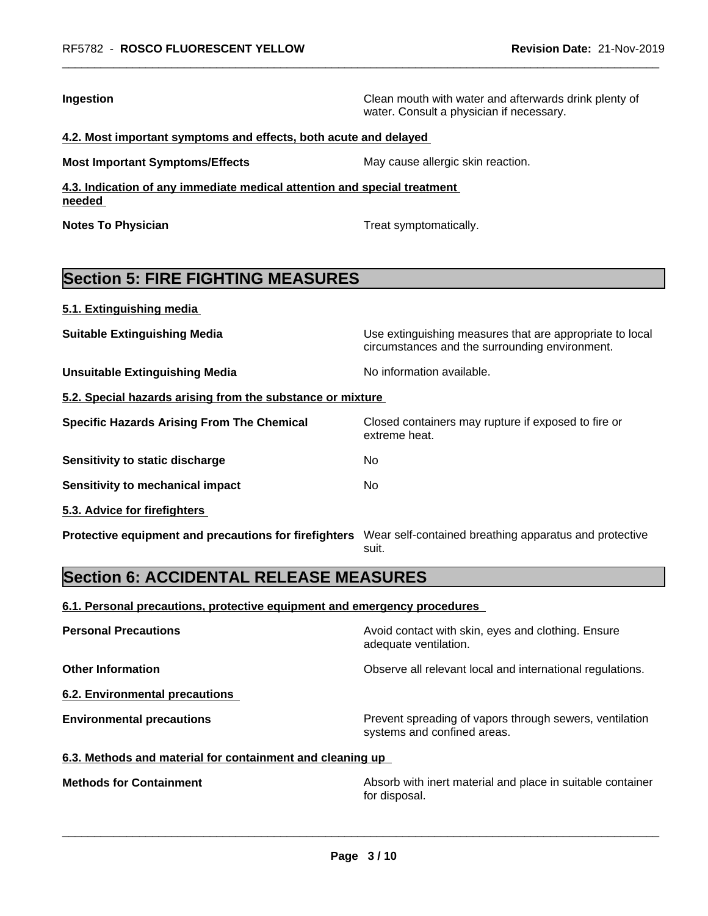**Ingestion** Clean mouth with water and afterwards drink plenty of water. Consult a physician if necessary.

**4.2. Most important symptoms and effects, both acute and delayed**

**Most Important Symptoms/Effects** May cause allergic skin reaction.

**4.3. Indication of any immediate medical attention and special treatment needed**

**Notes To Physician** Treat symptomatically.

## Section 5: FIRE FIGHTING MEASURES

**5.1. Extinguishing media**

**Suitable Extinguishing Media** Use extinguishing measures that are appropriate to local circumstances and the surrounding environment.

**Unsuitable Extinguishing Media** No information available.

**5.2. Special hazards arising from the substance or mixture**

**Specific Hazards Arising From The Chemical** Closed containers may rupture if exposed to fire or extreme heat.

**Sensitivity to static discharge** No

**Sensitivity to mechanical impact** No

**5.3. Advice for firefighters**

**Protective equipment and precautions for firefighters** Wear self-contained breathing apparatus and protective suit.

## Section 6: ACCIDENTAL RELEASE MEASURES

**6.1. Personal precautions, protective equipment and emergency procedures**

**Personal Precautions** Avoid contact with skin, eyes and clothing. Ensure adequate ventilation.

**Other Information** Observe all relevant local and international regulations.

**6.2. Environmental precautions**

**Environmental precautions** Prevent spreading of vapors through sewers, ventilation systems and confined areas.

**6.3. Methods and material for containment and cleaning up**

**Methods for Containment** Absorb with inert material and place in suitable container for disposal.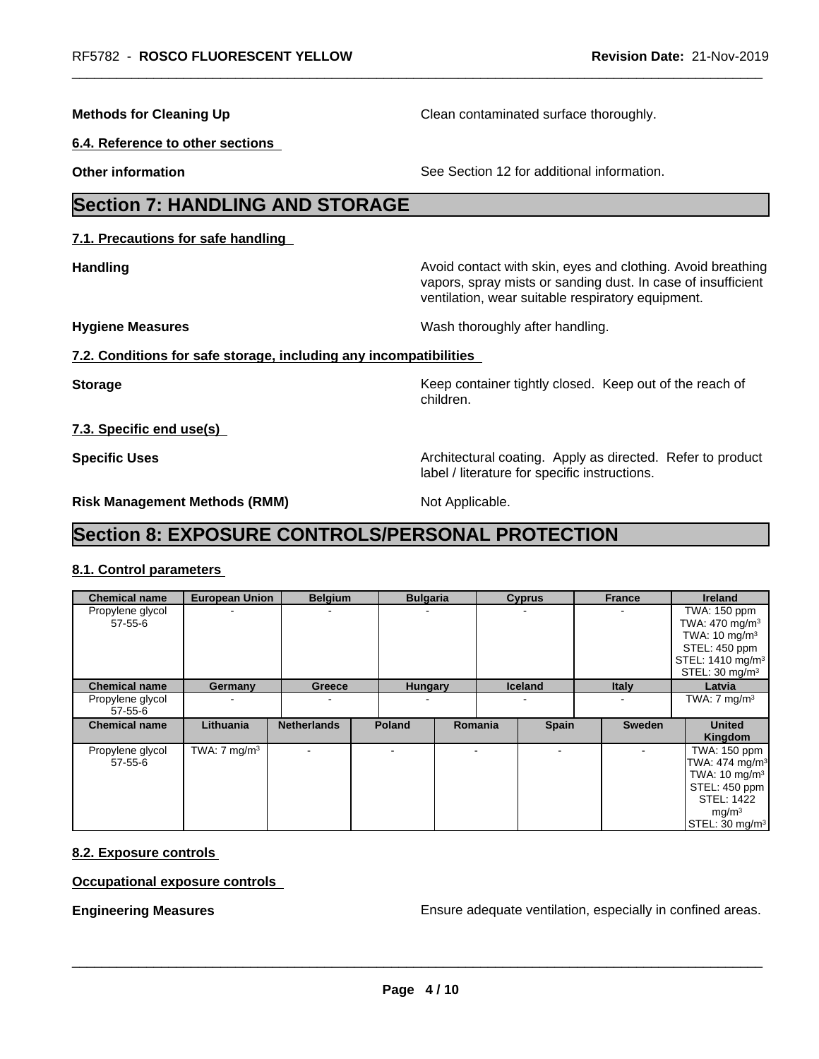**Methods for Cleaning Up** Clean contaminated surface thoroughly.

**6.4. Reference to other sections**

**Other information** See Section 12 for additional information.

# Section 7: HANDLING AND STORAGE

**7.1. Precautions for safe handling**

**Handling** Avoid contact with skin, eyes and clothing. Avoid breathing vapors, spray mists or sanding dust. In case of insufficient ventilation, wear suitable respiratory equipment.

**Hygiene Measures** Wash thoroughly after handling.

**7.2. Conditions for safe storage, including any incompatibilities**

**Storage** Keep container tightly closed. Keep out of the reach of children.

**7.3. Specific end use(s)**

**Specific Uses** Architectural coating. Apply as directed. Refer to product label / literature for specific instructions.

**Risk Management Methods (RMM)** Not Applicable.

# Section 8: EXPOSURE CONTROLS/PERSONAL PROTECTION

**8.1. Control parameters**

| Chemical name | European Union | Belgium | Bulgaria | Cyprus | France | Ireland |
|---|---|---|---|---|---|---|
| Propylene glycol 57-55-6 | - | - | - | - | - | TWA: 150 ppm TWA: 470 mg/m³ TWA: 10 mg/m³ STEL: 450 ppm STEL: 1410 mg/m³ STEL: 30 mg/m³ |

| Chemical name | Germany | Greece | Hungary | Iceland | Italy | Latvia |
|---|---|---|---|---|---|---|
| Propylene glycol 57-55-6 | - | - | - | - | - | TWA: 7 mg/m³ |

| Chemical name | Lithuania | Netherlands | Poland | Romania | Spain | Sweden | United Kingdom |
|---|---|---|---|---|---|---|---|
| Propylene glycol 57-55-6 | TWA: 7 mg/m³ | - | - | - | - | - | TWA: 150 ppm TWA: 474 mg/m³ TWA: 10 mg/m³ STEL: 450 ppm STEL: 1422 mg/m³ STEL: 30 mg/m³ |

**8.2. Exposure controls**

**Occupational exposure controls**

**Engineering Measures** Ensure adequate ventilation, especially in confined areas.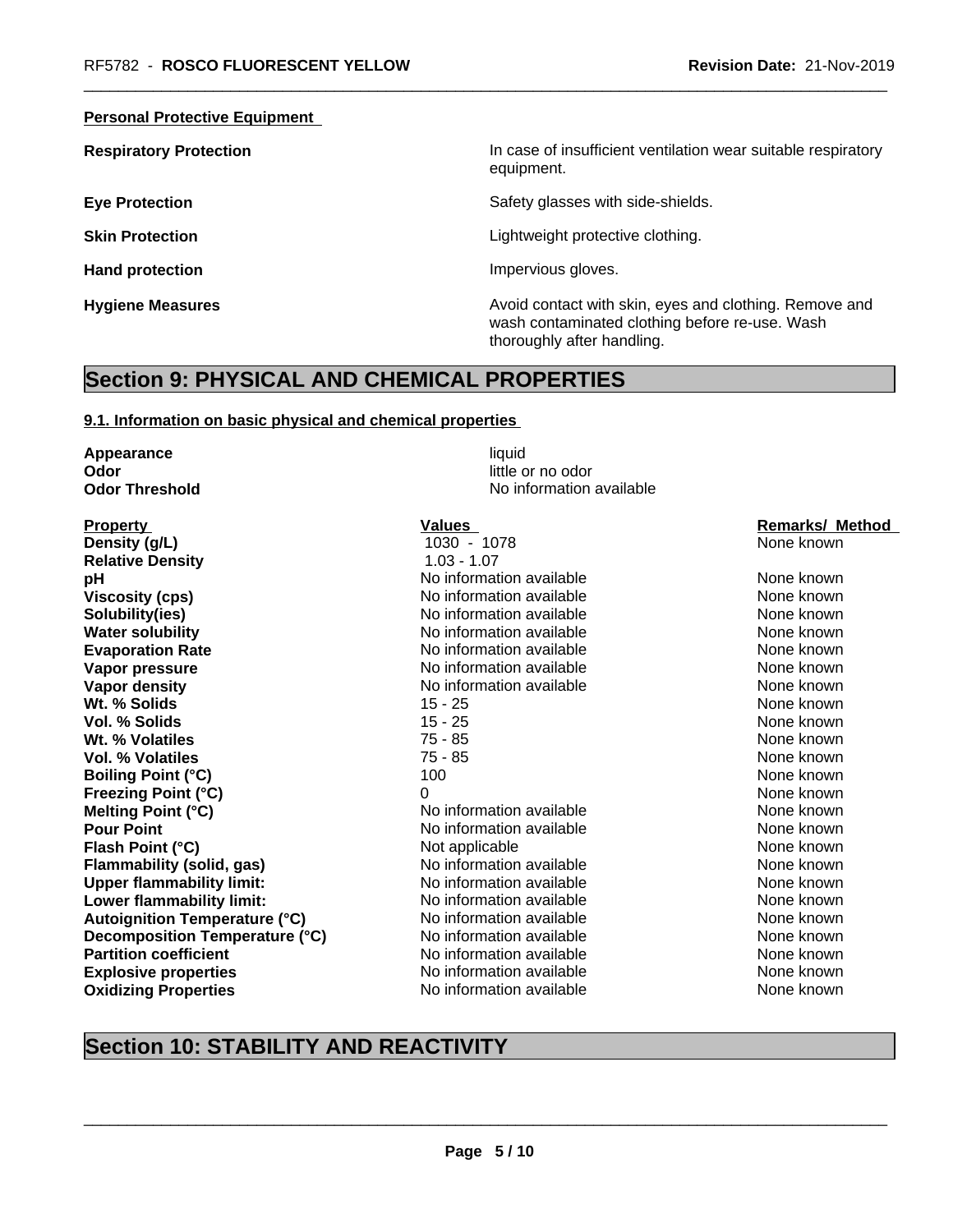**Personal Protective Equipment**

| | |
|---|---|
| **Respiratory Protection** | In case of insufficient ventilation wear suitable respiratory equipment. |
| **Eye Protection** | Safety glasses with side-shields. |
| **Skin Protection** | Lightweight protective clothing. |
| **Hand protection** | Impervious gloves. |
| **Hygiene Measures** | Avoid contact with skin, eyes and clothing. Remove and wash contaminated clothing before re-use. Wash thoroughly after handling. |

# Section 9: PHYSICAL AND CHEMICAL PROPERTIES

**9.1. Information on basic physical and chemical properties**

| | |
|---|---|
| **Appearance** | liquid |
| **Odor** | little or no odor |
| **Odor Threshold** | No information available |

| Property | Values | Remarks/ Method |
|---|---|---|
| **Density (g/L)** | 1030 - 1078 | None known |
| **Relative Density** | 1.03 - 1.07 | |
| **pH** | No information available | None known |
| **Viscosity (cps)** | No information available | None known |
| **Solubility(ies)** | No information available | None known |
| **Water solubility** | No information available | None known |
| **Evaporation Rate** | No information available | None known |
| **Vapor pressure** | No information available | None known |
| **Vapor density** | No information available | None known |
| **Wt. % Solids** | 15 - 25 | None known |
| **Vol. % Solids** | 15 - 25 | None known |
| **Wt. % Volatiles** | 75 - 85 | None known |
| **Vol. % Volatiles** | 75 - 85 | None known |
| **Boiling Point (°C)** | 100 | None known |
| **Freezing Point (°C)** | 0 | None known |
| **Melting Point (°C)** | No information available | None known |
| **Pour Point** | No information available | None known |
| **Flash Point (°C)** | Not applicable | None known |
| **Flammability (solid, gas)** | No information available | None known |
| **Upper flammability limit:** | No information available | None known |
| **Lower flammability limit:** | No information available | None known |
| **Autoignition Temperature (°C)** | No information available | None known |
| **Decomposition Temperature (°C)** | No information available | None known |
| **Partition coefficient** | No information available | None known |
| **Explosive properties** | No information available | None known |
| **Oxidizing Properties** | No information available | None known |

# Section 10: STABILITY AND REACTIVITY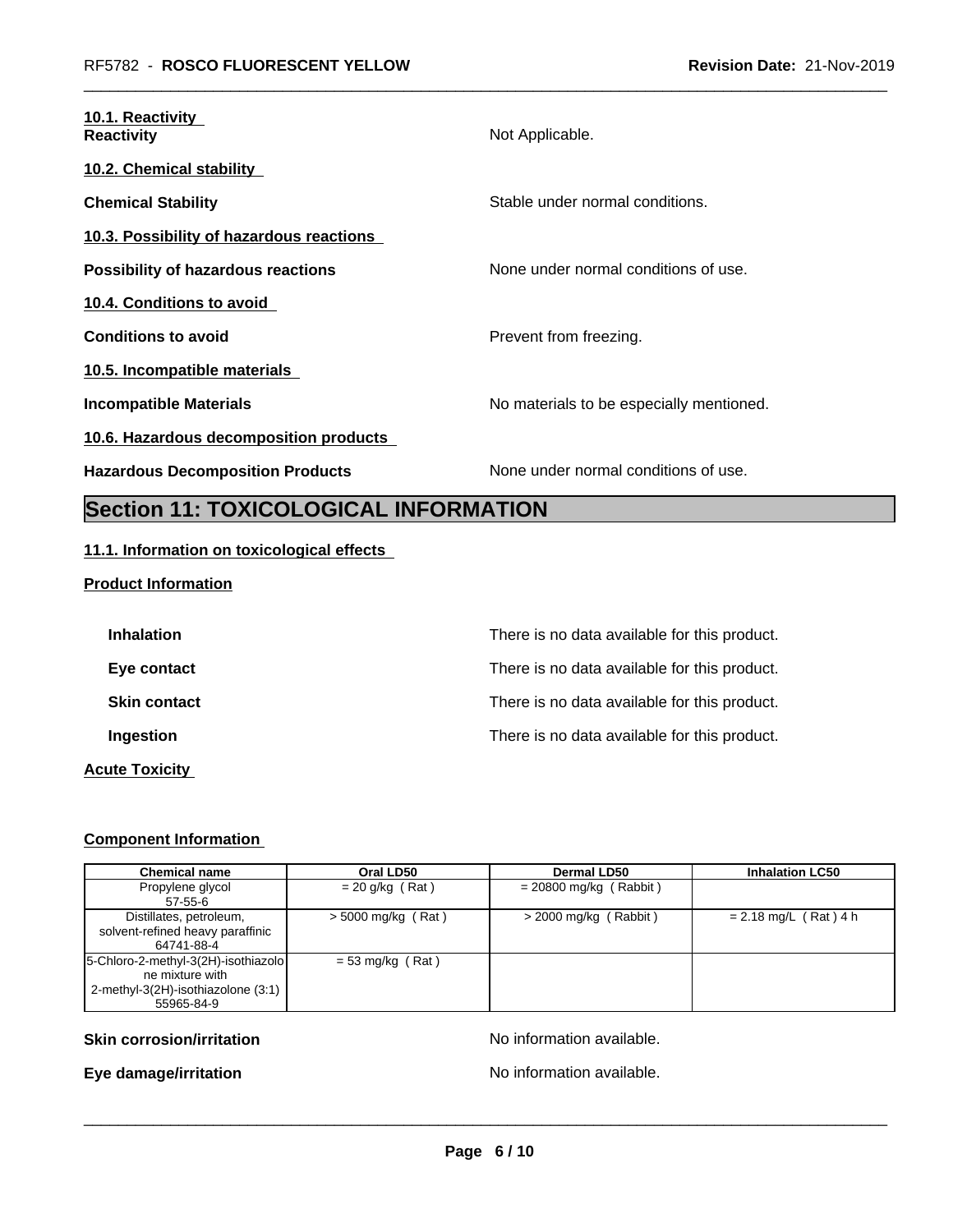**10.1. Reactivity**

**Reactivity** Not Applicable.

**10.2. Chemical stability**

**Chemical Stability** Stable under normal conditions.

**10.3. Possibility of hazardous reactions**

**Possibility of hazardous reactions** None under normal conditions of use.

**10.4. Conditions to avoid**

**Conditions to avoid** Prevent from freezing.

**10.5. Incompatible materials**

**Incompatible Materials** No materials to be especially mentioned.

**10.6. Hazardous decomposition products**

**Hazardous Decomposition Products** None under normal conditions of use.

# Section 11: TOXICOLOGICAL INFORMATION

**11.1. Information on toxicological effects**

**Product Information**

**Inhalation** There is no data available for this product.

**Eye contact** There is no data available for this product.

**Skin contact** There is no data available for this product.

**Ingestion** There is no data available for this product.

**Acute Toxicity**

**Component Information**

| Chemical name | Oral LD50 | Dermal LD50 | Inhalation LC50 |
|---|---|---|---|
| Propylene glycol 57-55-6 | = 20 g/kg ( Rat ) | = 20800 mg/kg ( Rabbit ) | |
| Distillates, petroleum, solvent-refined heavy paraffinic 64741-88-4 | > 5000 mg/kg ( Rat ) | > 2000 mg/kg ( Rabbit ) | = 2.18 mg/L ( Rat ) 4 h |
| 5-Chloro-2-methyl-3(2H)-isothiazolone mixture with 2-methyl-3(2H)-isothiazolone (3:1) 55965-84-9 | = 53 mg/kg ( Rat ) | | |

**Skin corrosion/irritation** No information available.

**Eye damage/irritation** No information available.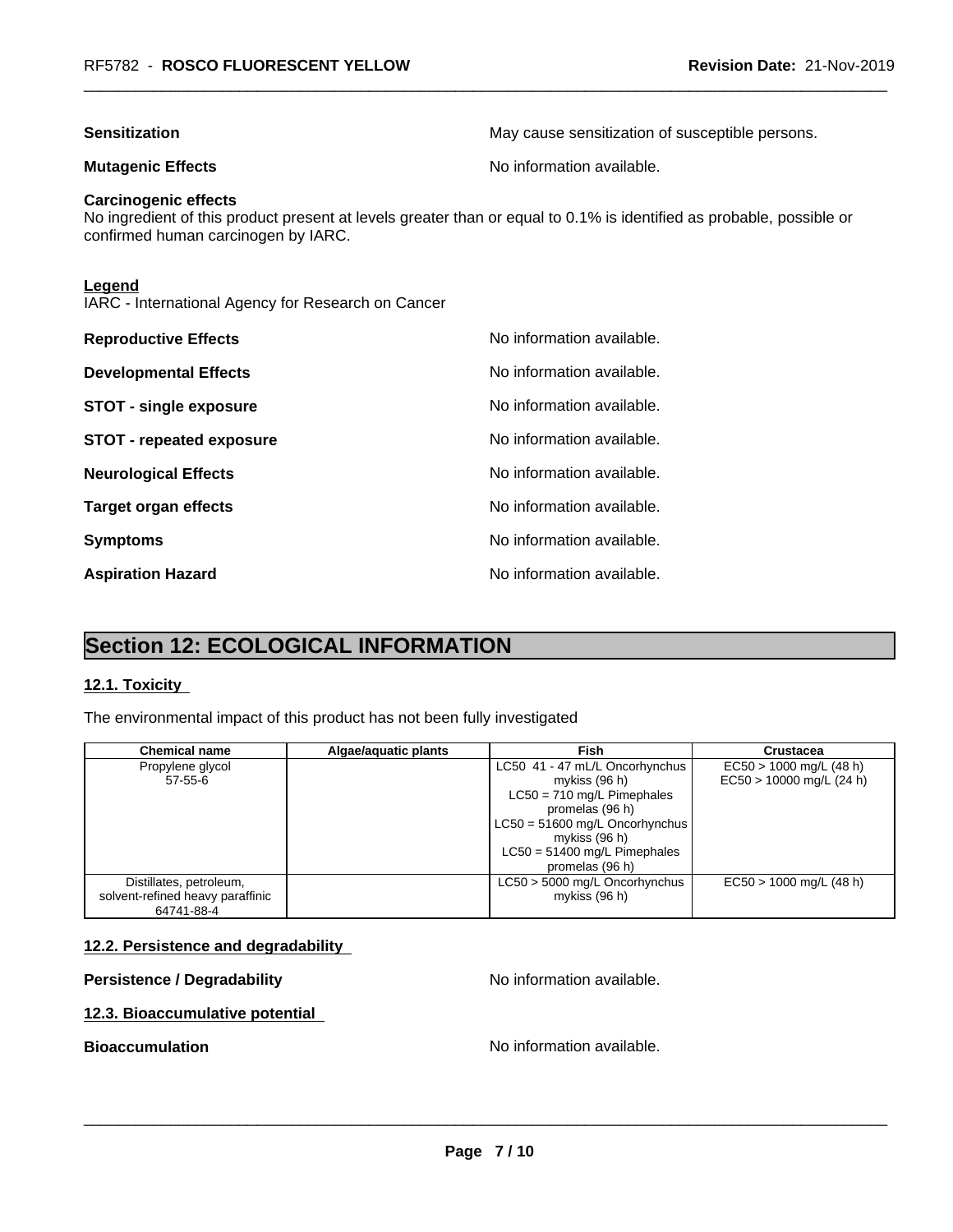**Sensitization** May cause sensitization of susceptible persons.

**Mutagenic Effects** No information available.

**Carcinogenic effects**
No ingredient of this product present at levels greater than or equal to 0.1% is identified as probable, possible or confirmed human carcinogen by IARC.

**Legend**
IARC - International Agency for Research on Cancer

**Reproductive Effects** No information available.

**Developmental Effects** No information available.

**STOT - single exposure** No information available.

**STOT - repeated exposure** No information available.

**Neurological Effects** No information available.

**Target organ effects** No information available.

**Symptoms** No information available.

**Aspiration Hazard** No information available.

# Section 12: ECOLOGICAL INFORMATION

## 12.1. Toxicity

The environmental impact of this product has not been fully investigated

| Chemical name | Algae/aquatic plants | Fish | Crustacea |
|---|---|---|---|
| Propylene glycol<br>57-55-6 | | LC50 41 - 47 mL/L Oncorhynchus mykiss (96 h)<br>LC50 = 710 mg/L Pimephales promelas (96 h)<br>LC50 = 51600 mg/L Oncorhynchus mykiss (96 h)<br>LC50 = 51400 mg/L Pimephales promelas (96 h) | EC50 > 1000 mg/L (48 h)<br>EC50 > 10000 mg/L (24 h) |
| Distillates, petroleum, solvent-refined heavy paraffinic<br>64741-88-4 | | LC50 > 5000 mg/L Oncorhynchus mykiss (96 h) | EC50 > 1000 mg/L (48 h) |

## 12.2. Persistence and degradability

**Persistence / Degradability** No information available.

## 12.3. Bioaccumulative potential

**Bioaccumulation** No information available.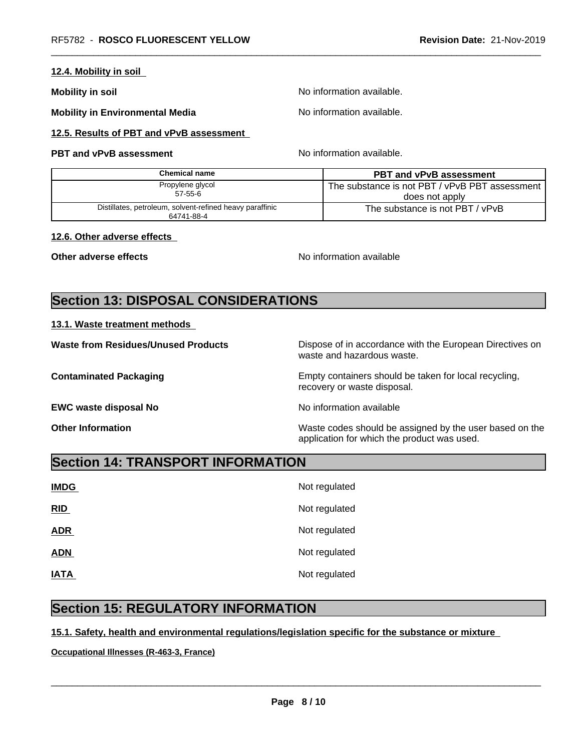#### 12.4. Mobility in soil

**Mobility in soil** No information available.

**Mobility in Environmental Media** No information available.

#### 12.5. Results of PBT and vPvB assessment

**PBT and vPvB assessment** No information available.

| Chemical name | PBT and vPvB assessment |
|---|---|
| Propylene glycol<br>57-55-6 | The substance is not PBT / vPvB PBT assessment does not apply |
| Distillates, petroleum, solvent-refined heavy paraffinic<br>64741-88-4 | The substance is not PBT / vPvB |

#### 12.6. Other adverse effects

**Other adverse effects** No information available

## Section 13: DISPOSAL CONSIDERATIONS

#### 13.1. Waste treatment methods

**Waste from Residues/Unused Products** Dispose of in accordance with the European Directives on waste and hazardous waste.

**Contaminated Packaging** Empty containers should be taken for local recycling, recovery or waste disposal.

**EWC waste disposal No** No information available

**Other Information** Waste codes should be assigned by the user based on the application for which the product was used.

## Section 14: TRANSPORT INFORMATION

**IMDG** Not regulated

**RID** Not regulated

**ADR** Not regulated

**ADN** Not regulated

**IATA** Not regulated

## Section 15: REGULATORY INFORMATION

#### 15.1. Safety, health and environmental regulations/legislation specific for the substance or mixture

**Occupational Illnesses (R-463-3, France)**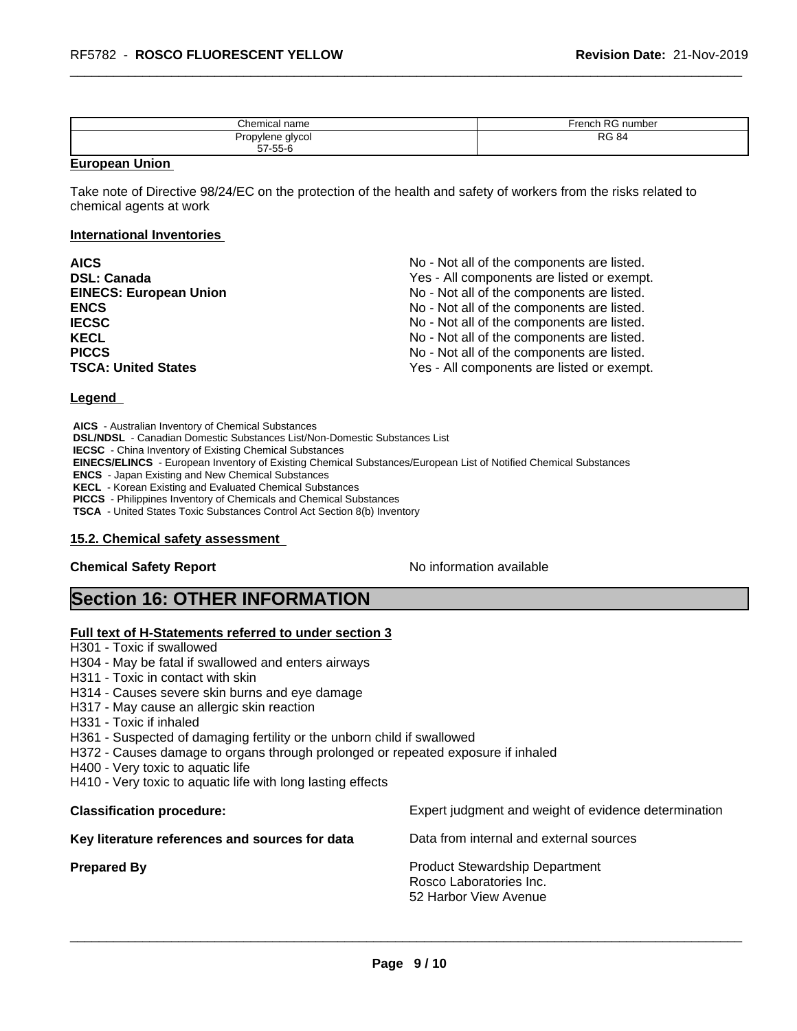| Chemical name | French RG number |
| --- | --- |
| Propylene glycol<br>57-55-6 | RG 84 |

**European Union**

Take note of Directive 98/24/EC on the protection of the health and safety of workers from the risks related to chemical agents at work

**International Inventories**

| | |
| --- | --- |
| **AICS** | No - Not all of the components are listed. |
| **DSL: Canada** | Yes - All components are listed or exempt. |
| **EINECS: European Union** | No - Not all of the components are listed. |
| **ENCS** | No - Not all of the components are listed. |
| **IECSC** | No - Not all of the components are listed. |
| **KECL** | No - Not all of the components are listed. |
| **PICCS** | No - Not all of the components are listed. |
| **TSCA: United States** | Yes - All components are listed or exempt. |

**Legend**

**AICS** - Australian Inventory of Chemical Substances
**DSL/NDSL** - Canadian Domestic Substances List/Non-Domestic Substances List
**IECSC** - China Inventory of Existing Chemical Substances
**EINECS/ELINCS** - European Inventory of Existing Chemical Substances/European List of Notified Chemical Substances
**ENCS** - Japan Existing and New Chemical Substances
**KECL** - Korean Existing and Evaluated Chemical Substances
**PICCS** - Philippines Inventory of Chemicals and Chemical Substances
**TSCA** - United States Toxic Substances Control Act Section 8(b) Inventory

**15.2. Chemical safety assessment**

**Chemical Safety Report** No information available

# Section 16: OTHER INFORMATION

**Full text of H-Statements referred to under section 3**

H301 - Toxic if swallowed
H304 - May be fatal if swallowed and enters airways
H311 - Toxic in contact with skin
H314 - Causes severe skin burns and eye damage
H317 - May cause an allergic skin reaction
H331 - Toxic if inhaled
H361 - Suspected of damaging fertility or the unborn child if swallowed
H372 - Causes damage to organs through prolonged or repeated exposure if inhaled
H400 - Very toxic to aquatic life
H410 - Very toxic to aquatic life with long lasting effects

**Classification procedure:** Expert judgment and weight of evidence determination

**Key literature references and sources for data** Data from internal and external sources

**Prepared By** Product Stewardship Department
Rosco Laboratories Inc.
52 Harbor View Avenue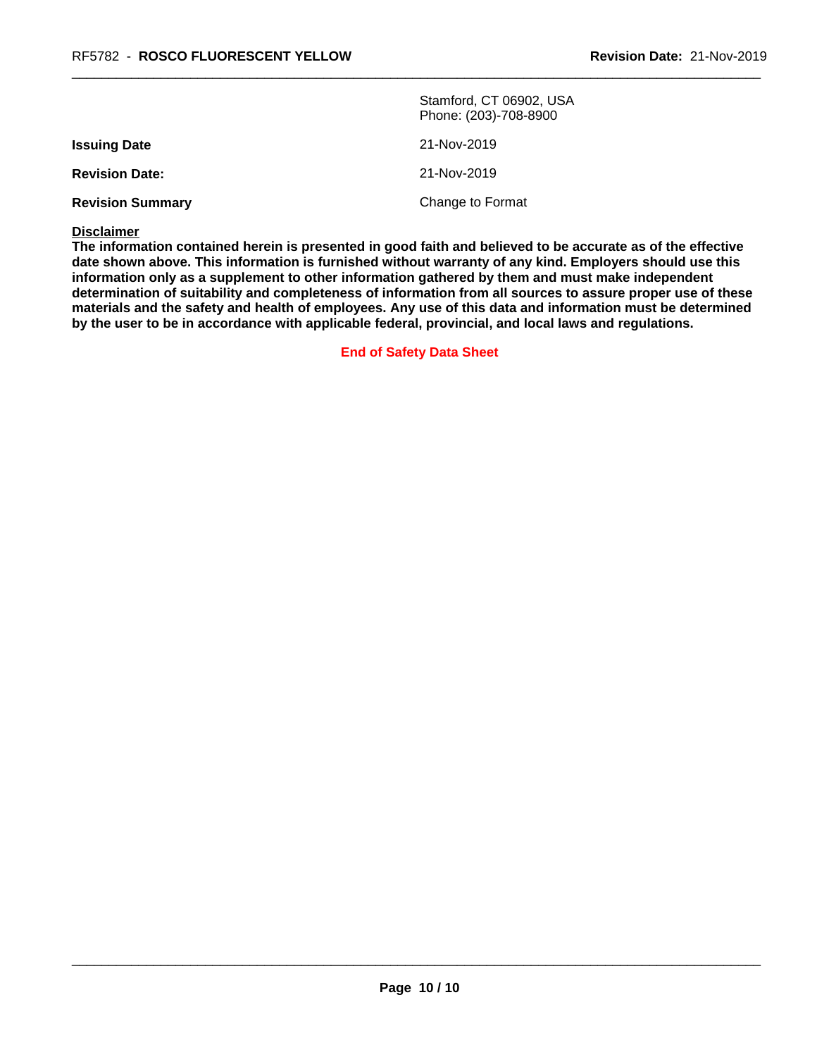Stamford, CT 06902, USA
Phone: (203)-708-8900

| | |
|---|---|
| **Issuing Date** | 21-Nov-2019 |
| **Revision Date:** | 21-Nov-2019 |
| **Revision Summary** | Change to Format |

**Disclaimer**

**The information contained herein is presented in good faith and believed to be accurate as of the effective date shown above. This information is furnished without warranty of any kind. Employers should use this information only as a supplement to other information gathered by them and must make independent determination of suitability and completeness of information from all sources to assure proper use of these materials and the safety and health of employees. Any use of this data and information must be determined by the user to be in accordance with applicable federal, provincial, and local laws and regulations.**

**End of Safety Data Sheet**